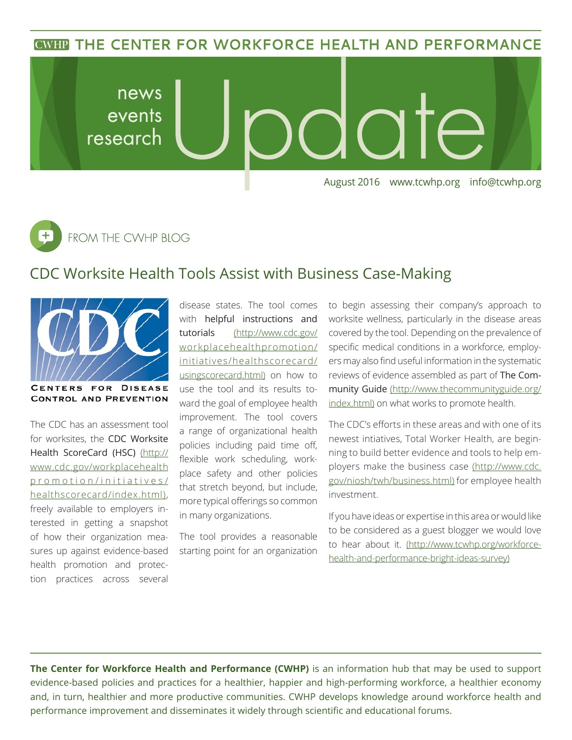# THE CENTER FOR WORKFORCE HEALTH AND PERFORMANCE

news
events
research

# Update

August 2016 www.tcwhp.org info@tcwhp.org

## FROM THE CWHP BLOG

## CDC Worksite Health Tools Assist with Business Case-Making

CENTERS FOR DISEASE CONTROL AND PREVENTION

The CDC has an assessment tool for worksites, the CDC Worksite Health ScoreCard (HSC) (http://www.cdc.gov/workplacehealthpromotion/initiatives/healthscorecard/index.html), freely available to employers interested in getting a snapshot of how their organization measures up against evidence-based health promotion and protection practices across several disease states. The tool comes with helpful instructions and tutorials (http://www.cdc.gov/workplacehealthpromotion/initiatives/healthscorecard/usingscorecard.html) on how to use the tool and its results toward the goal of employee health improvement. The tool covers a range of organizational health policies including paid time off, flexible work scheduling, workplace safety and other policies that stretch beyond, but include, more typical offerings so common in many organizations.

The tool provides a reasonable starting point for an organization to begin assessing their company's approach to worksite wellness, particularly in the disease areas covered by the tool. Depending on the prevalence of specific medical conditions in a workforce, employers may also find useful information in the systematic reviews of evidence assembled as part of The Community Guide (http://www.thecommunityguide.org/index.html) on what works to promote health.

The CDC's efforts in these areas and with one of its newest intiatives, Total Worker Health, are beginning to build better evidence and tools to help employers make the business case (http://www.cdc.gov/niosh/twh/business.html) for employee health investment.

If you have ideas or expertise in this area or would like to be considered as a guest blogger we would love to hear about it. (http://www.tcwhp.org/workforce-health-and-performance-bright-ideas-survey)

**The Center for Workforce Health and Performance (CWHP)** is an information hub that may be used to support evidence-based policies and practices for a healthier, happier and high-performing workforce, a healthier economy and, in turn, healthier and more productive communities. CWHP develops knowledge around workforce health and performance improvement and disseminates it widely through scientific and educational forums.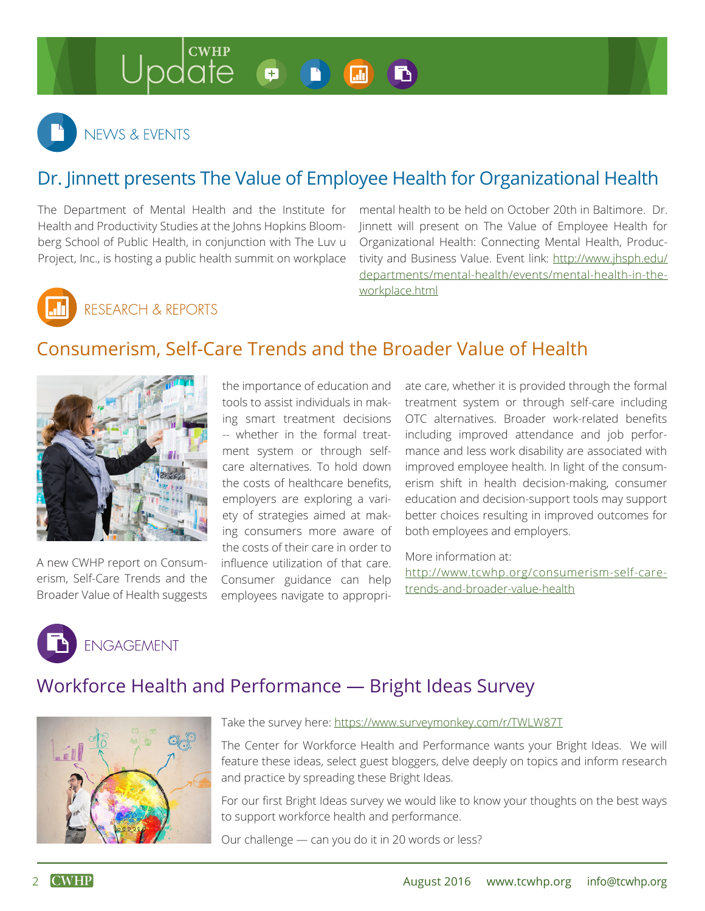# CWHP Update

## NEWS & EVENTS

### Dr. Jinnett presents The Value of Employee Health for Organizational Health

The Department of Mental Health and the Institute for Health and Productivity Studies at the Johns Hopkins Bloomberg School of Public Health, in conjunction with The Luv u Project, Inc., is hosting a public health summit on workplace mental health to be held on October 20th in Baltimore. Dr. Jinnett will present on The Value of Employee Health for Organizational Health: Connecting Mental Health, Productivity and Business Value. Event link: http://www.jhsph.edu/departments/mental-health/events/mental-health-in-the-workplace.html

## RESEARCH & REPORTS

### Consumerism, Self-Care Trends and the Broader Value of Health

A new CWHP report on Consumerism, Self-Care Trends and the Broader Value of Health suggests the importance of education and tools to assist individuals in making smart treatment decisions -- whether in the formal treatment system or through self-care alternatives. To hold down the costs of healthcare benefits, employers are exploring a variety of strategies aimed at making consumers more aware of the costs of their care in order to influence utilization of that care. Consumer guidance can help employees navigate to appropriate care, whether it is provided through the formal treatment system or through self-care including OTC alternatives. Broader work-related benefits including improved attendance and job performance and less work disability are associated with improved employee health. In light of the consumerism shift in health decision-making, consumer education and decision-support tools may support better choices resulting in improved outcomes for both employees and employers.

More information at: http://www.tcwhp.org/consumerism-self-care-trends-and-broader-value-health

## ENGAGEMENT

### Workforce Health and Performance — Bright Ideas Survey

Take the survey here: https://www.surveymonkey.com/r/TWLW87T

The Center for Workforce Health and Performance wants your Bright Ideas. We will feature these ideas, select guest bloggers, delve deeply on topics and inform research and practice by spreading these Bright Ideas.

For our first Bright Ideas survey we would like to know your thoughts on the best ways to support workforce health and performance.

Our challenge — can you do it in 20 words or less?